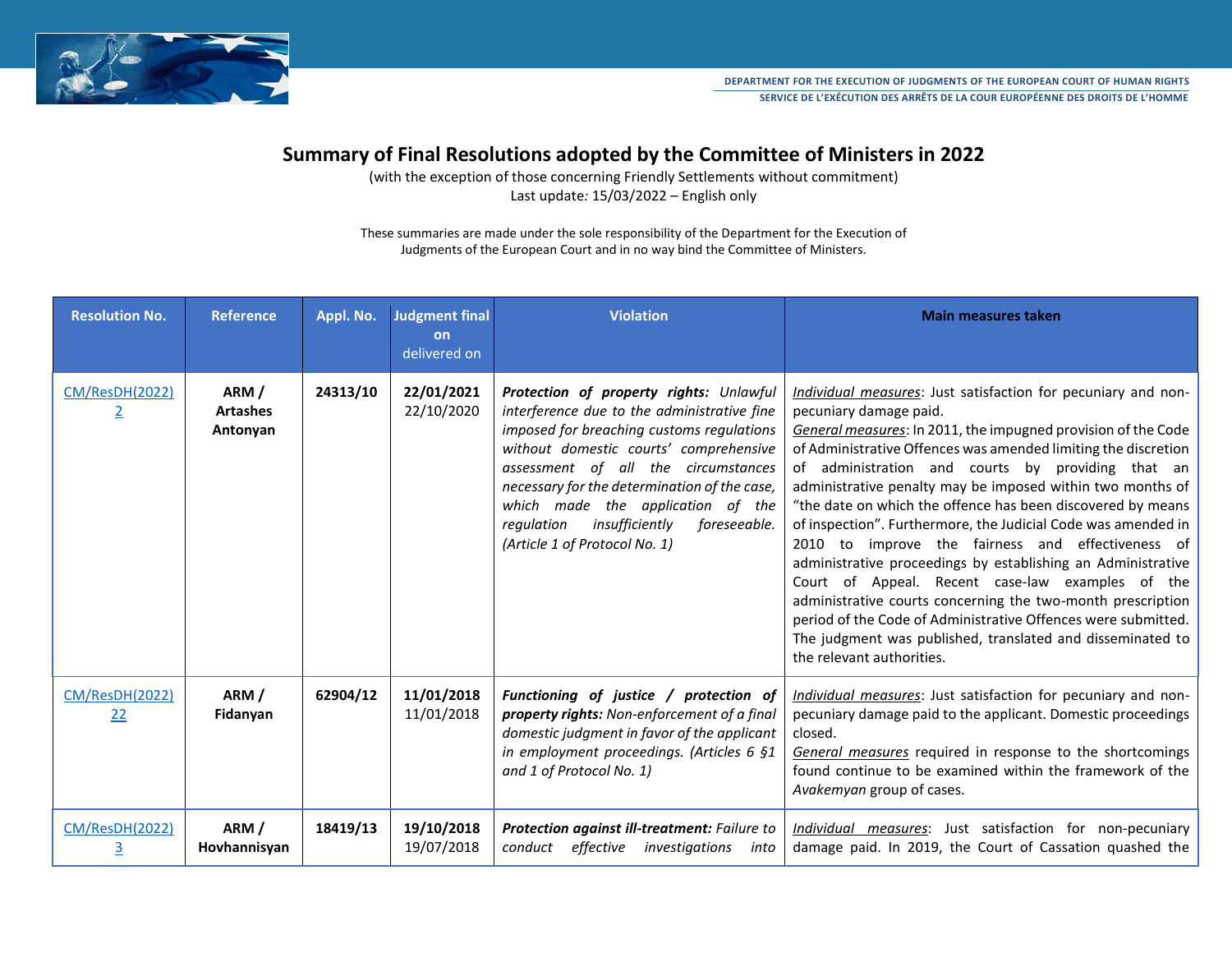DEPARTMENT FOR THE EXECUTION OF JUDGMENTS OF THE EUROPEAN COURT OF HUMAN RIGHTS
SERVICE DE L'EXÉCUTION DES ARRÊTS DE LA COUR EUROPÉENNE DES DROITS DE L'HOMME

# Summary of Final Resolutions adopted by the Committee of Ministers in 2022

(with the exception of those concerning Friendly Settlements without commitment)
Last update*:* 15/03/2022 – English only

These summaries are made under the sole responsibility of the Department for the Execution of Judgments of the European Court and in no way bind the Committee of Ministers.

| Resolution No. | Reference | Appl. No. | Judgment final on delivered on | Violation | Main measures taken |
|---|---|---|---|---|---|
| CM/ResDH(2022)2 | **ARM / Artashes Antonyan** | **24313/10** | **22/01/2021** 22/10/2020 | ***Protection of property rights:*** *Unlawful interference due to the administrative fine imposed for breaching customs regulations without domestic courts' comprehensive assessment of all the circumstances necessary for the determination of the case, which made the application of the regulation insufficiently foreseeable. (Article 1 of Protocol No. 1)* | Individual measures: Just satisfaction for pecuniary and non-pecuniary damage paid. General measures: In 2011, the impugned provision of the Code of Administrative Offences was amended limiting the discretion of administration and courts by providing that an administrative penalty may be imposed within two months of "the date on which the offence has been discovered by means of inspection". Furthermore, the Judicial Code was amended in 2010 to improve the fairness and effectiveness of administrative proceedings by establishing an Administrative Court of Appeal. Recent case-law examples of the administrative courts concerning the two-month prescription period of the Code of Administrative Offences were submitted. The judgment was published, translated and disseminated to the relevant authorities. |
| CM/ResDH(2022)22 | **ARM / Fidanyan** | **62904/12** | **11/01/2018** 11/01/2018 | ***Functioning of justice / protection of property rights:*** *Non-enforcement of a final domestic judgment in favor of the applicant in employment proceedings. (Articles 6 §1 and 1 of Protocol No. 1)* | Individual measures: Just satisfaction for pecuniary and non-pecuniary damage paid to the applicant. Domestic proceedings closed. General measures required in response to the shortcomings found continue to be examined within the framework of the *Avakemyan* group of cases. |
| CM/ResDH(2022)3 | **ARM / Hovhannisyan** | **18419/13** | **19/10/2018** 19/07/2018 | ***Protection against ill-treatment:*** *Failure to conduct effective investigations into* | Individual measures: Just satisfaction for non-pecuniary damage paid. In 2019, the Court of Cassation quashed the |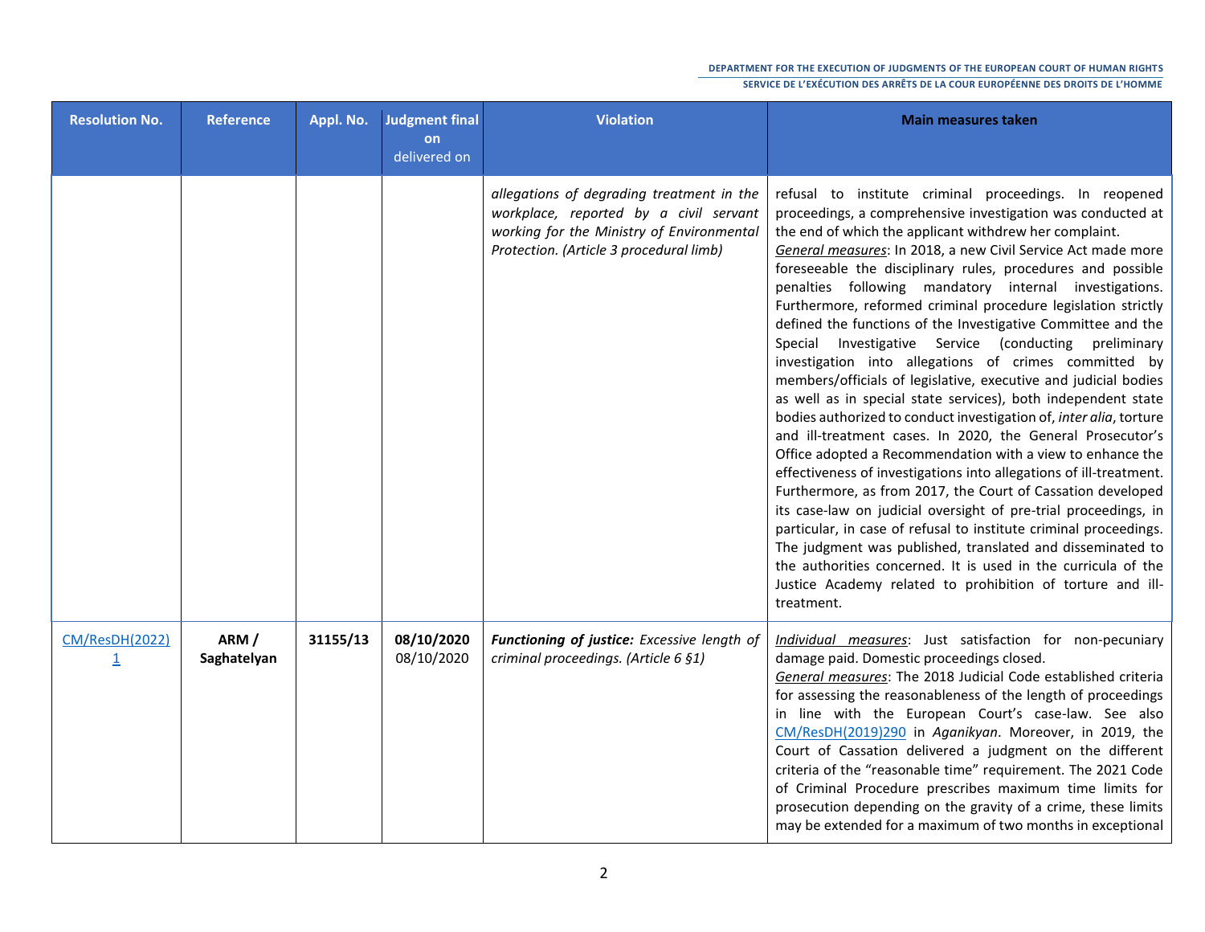| Resolution No. | Reference | Appl. No. | Judgment final on<br>delivered on | Violation | Main measures taken |
|---|---|---|---|---|---|
| | | | | *allegations of degrading treatment in the workplace, reported by a civil servant working for the Ministry of Environmental Protection. (Article 3 procedural limb)* | refusal to institute criminal proceedings. In reopened proceedings, a comprehensive investigation was conducted at the end of which the applicant withdrew her complaint.<br>*General measures*: In 2018, a new Civil Service Act made more foreseeable the disciplinary rules, procedures and possible penalties following mandatory internal investigations. Furthermore, reformed criminal procedure legislation strictly defined the functions of the Investigative Committee and the Special Investigative Service (conducting preliminary investigation into allegations of crimes committed by members/officials of legislative, executive and judicial bodies as well as in special state services), both independent state bodies authorized to conduct investigation of, *inter alia*, torture and ill-treatment cases. In 2020, the General Prosecutor's Office adopted a Recommendation with a view to enhance the effectiveness of investigations into allegations of ill-treatment. Furthermore, as from 2017, the Court of Cassation developed its case-law on judicial oversight of pre-trial proceedings, in particular, in case of refusal to institute criminal proceedings. The judgment was published, translated and disseminated to the authorities concerned. It is used in the curricula of the Justice Academy related to prohibition of torture and ill-treatment. |
| CM/ResDH(2022)1 | **ARM / Saghatelyan** | **31155/13** | **08/10/2020**<br>08/10/2020 | ***Functioning of justice:*** *Excessive length of criminal proceedings. (Article 6 §1)* | *Individual measures*: Just satisfaction for non-pecuniary damage paid. Domestic proceedings closed.<br>*General measures*: The 2018 Judicial Code established criteria for assessing the reasonableness of the length of proceedings in line with the European Court's case-law. See also CM/ResDH(2019)290 in *Aganikyan*. Moreover, in 2019, the Court of Cassation delivered a judgment on the different criteria of the "reasonable time" requirement. The 2021 Code of Criminal Procedure prescribes maximum time limits for prosecution depending on the gravity of a crime, these limits may be extended for a maximum of two months in exceptional |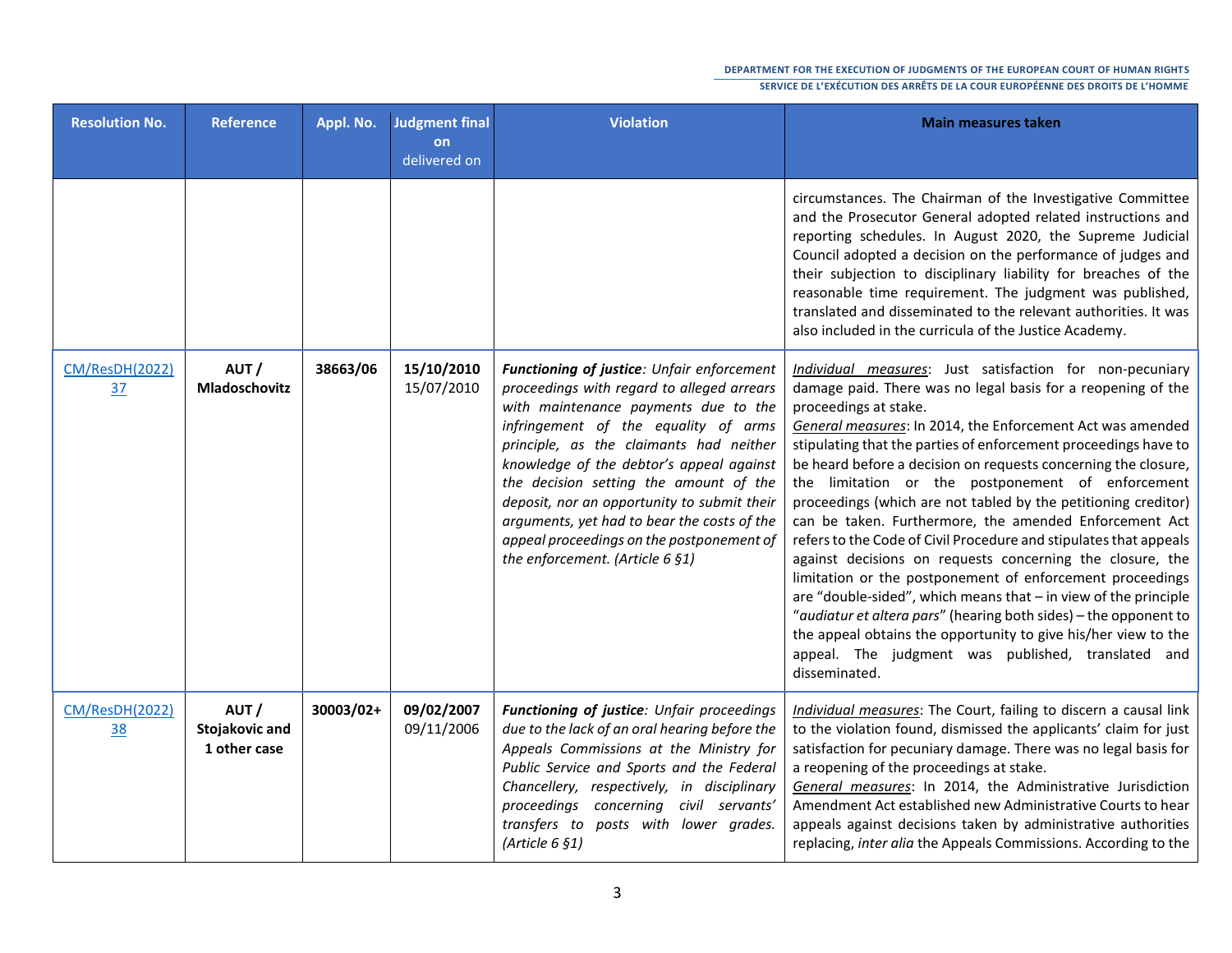| Resolution No. | Reference | Appl. No. | Judgment final on delivered on | Violation | Main measures taken |
|---|---|---|---|---|---|
| | | | | | circumstances. The Chairman of the Investigative Committee and the Prosecutor General adopted related instructions and reporting schedules. In August 2020, the Supreme Judicial Council adopted a decision on the performance of judges and their subjection to disciplinary liability for breaches of the reasonable time requirement. The judgment was published, translated and disseminated to the relevant authorities. It was also included in the curricula of the Justice Academy. |
| CM/ResDH(2022)37 | **AUT / Mladoschovitz** | **38663/06** | **15/10/2010** 15/07/2010 | ***Functioning of justice****: Unfair enforcement proceedings with regard to alleged arrears with maintenance payments due to the infringement of the equality of arms principle, as the claimants had neither knowledge of the debtor's appeal against the decision setting the amount of the deposit, nor an opportunity to submit their arguments, yet had to bear the costs of the appeal proceedings on the postponement of the enforcement. (Article 6 §1)* | *Individual measures*: Just satisfaction for non-pecuniary damage paid. There was no legal basis for a reopening of the proceedings at stake. *General measures*: In 2014, the Enforcement Act was amended stipulating that the parties of enforcement proceedings have to be heard before a decision on requests concerning the closure, the limitation or the postponement of enforcement proceedings (which are not tabled by the petitioning creditor) can be taken. Furthermore, the amended Enforcement Act refers to the Code of Civil Procedure and stipulates that appeals against decisions on requests concerning the closure, the limitation or the postponement of enforcement proceedings are "double-sided", which means that – in view of the principle "*audiatur et altera pars*" (hearing both sides) – the opponent to the appeal obtains the opportunity to give his/her view to the appeal. The judgment was published, translated and disseminated. |
| CM/ResDH(2022)38 | **AUT / Stojakovic and 1 other case** | **30003/02+** | **09/02/2007** 09/11/2006 | ***Functioning of justice****: Unfair proceedings due to the lack of an oral hearing before the Appeals Commissions at the Ministry for Public Service and Sports and the Federal Chancellery, respectively, in disciplinary proceedings concerning civil servants' transfers to posts with lower grades. (Article 6 §1)* | *Individual measures*: The Court, failing to discern a causal link to the violation found, dismissed the applicants' claim for just satisfaction for pecuniary damage. There was no legal basis for a reopening of the proceedings at stake. *General measures*: In 2014, the Administrative Jurisdiction Amendment Act established new Administrative Courts to hear appeals against decisions taken by administrative authorities replacing, *inter alia* the Appeals Commissions. According to the |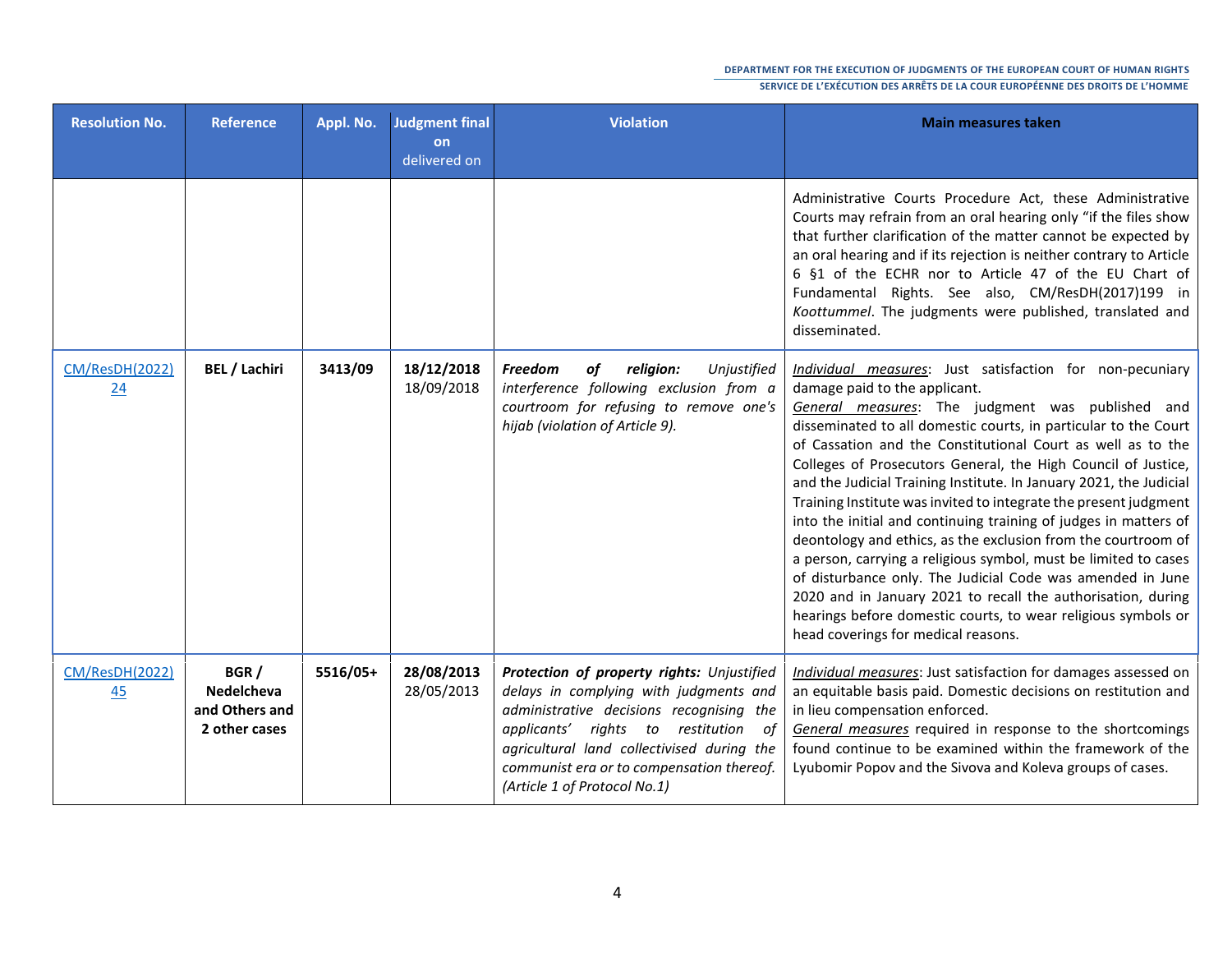| Resolution No. | Reference | Appl. No. | Judgment final on delivered on | Violation | Main measures taken |
|---|---|---|---|---|---|
| | | | | | Administrative Courts Procedure Act, these Administrative Courts may refrain from an oral hearing only "if the files show that further clarification of the matter cannot be expected by an oral hearing and if its rejection is neither contrary to Article 6 §1 of the ECHR nor to Article 47 of the EU Chart of Fundamental Rights. See also, CM/ResDH(2017)199 in *Koottummel*. The judgments were published, translated and disseminated. |
| CM/ResDH(2022)24 | **BEL / Lachiri** | **3413/09** | **18/12/2018** 18/09/2018 | ***Freedom of religion:*** *Unjustified interference following exclusion from a courtroom for refusing to remove one's hijab (violation of Article 9).* | Individual measures: Just satisfaction for non-pecuniary damage paid to the applicant. General measures: The judgment was published and disseminated to all domestic courts, in particular to the Court of Cassation and the Constitutional Court as well as to the Colleges of Prosecutors General, the High Council of Justice, and the Judicial Training Institute. In January 2021, the Judicial Training Institute was invited to integrate the present judgment into the initial and continuing training of judges in matters of deontology and ethics, as the exclusion from the courtroom of a person, carrying a religious symbol, must be limited to cases of disturbance only. The Judicial Code was amended in June 2020 and in January 2021 to recall the authorisation, during hearings before domestic courts, to wear religious symbols or head coverings for medical reasons. |
| CM/ResDH(2022)45 | **BGR / Nedelcheva and Others and 2 other cases** | **5516/05+** | **28/08/2013** 28/05/2013 | ***Protection of property rights:*** *Unjustified delays in complying with judgments and administrative decisions recognising the applicants' rights to restitution of agricultural land collectivised during the communist era or to compensation thereof. (Article 1 of Protocol No.1)* | Individual measures: Just satisfaction for damages assessed on an equitable basis paid. Domestic decisions on restitution and in lieu compensation enforced. General measures required in response to the shortcomings found continue to be examined within the framework of the Lyubomir Popov and the Sivova and Koleva groups of cases. |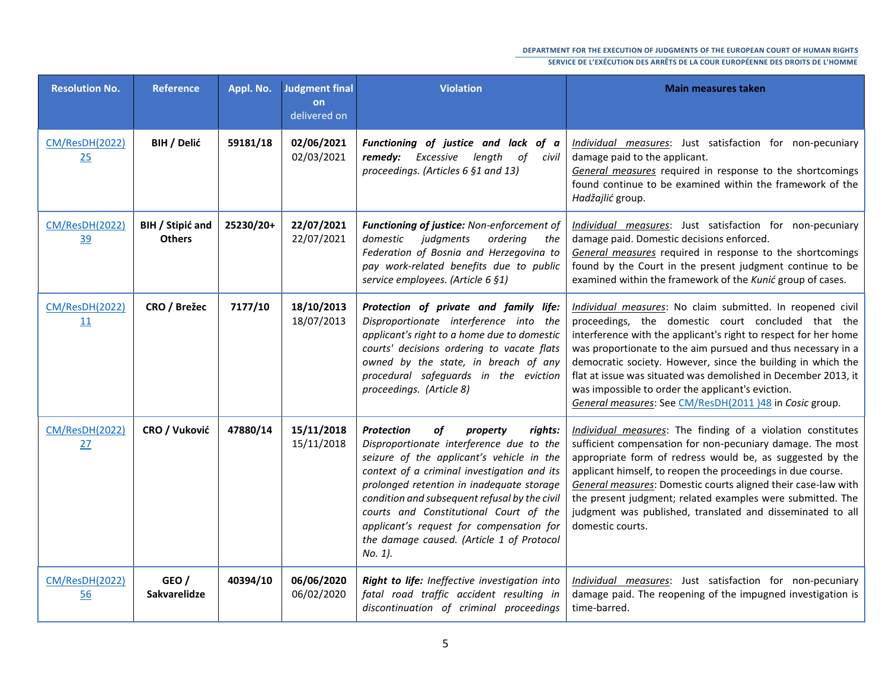| Resolution No. | Reference | Appl. No. | Judgment final on delivered on | Violation | Main measures taken |
|---|---|---|---|---|---|
| CM/ResDH(2022)25 | **BIH / Delić** | **59181/18** | **02/06/2021** 02/03/2021 | ***Functioning of justice and lack of a remedy:*** *Excessive length of civil proceedings. (Articles 6 §1 and 13)* | Individual measures: Just satisfaction for non-pecuniary damage paid to the applicant. General measures required in response to the shortcomings found continue to be examined within the framework of the *Hadžajlić* group. |
| CM/ResDH(2022)39 | **BIH / Stipić and Others** | **25230/20+** | **22/07/2021** 22/07/2021 | ***Functioning of justice:*** *Non-enforcement of domestic judgments ordering the Federation of Bosnia and Herzegovina to pay work-related benefits due to public service employees. (Article 6 §1)* | Individual measures: Just satisfaction for non-pecuniary damage paid. Domestic decisions enforced. General measures required in response to the shortcomings found by the Court in the present judgment continue to be examined within the framework of the *Kunić* group of cases. |
| CM/ResDH(2022)11 | **CRO / Brežec** | **7177/10** | **18/10/2013** 18/07/2013 | ***Protection of private and family life:*** *Disproportionate interference into the applicant's right to a home due to domestic courts' decisions ordering to vacate flats owned by the state, in breach of any procedural safeguards in the eviction proceedings. (Article 8)* | Individual measures: No claim submitted. In reopened civil proceedings, the domestic court concluded that the interference with the applicant's right to respect for her home was proportionate to the aim pursued and thus necessary in a democratic society. However, since the building in which the flat at issue was situated was demolished in December 2013, it was impossible to order the applicant's eviction. General measures: See CM/ResDH(2011 )48 in *Cosic* group. |
| CM/ResDH(2022)27 | **CRO / Vuković** | **47880/14** | **15/11/2018** 15/11/2018 | ***Protection of property rights:*** *Disproportionate interference due to the seizure of the applicant's vehicle in the context of a criminal investigation and its prolonged retention in inadequate storage condition and subsequent refusal by the civil courts and Constitutional Court of the applicant's request for compensation for the damage caused. (Article 1 of Protocol No. 1).* | Individual measures: The finding of a violation constitutes sufficient compensation for non-pecuniary damage. The most appropriate form of redress would be, as suggested by the applicant himself, to reopen the proceedings in due course. General measures: Domestic courts aligned their case-law with the present judgment; related examples were submitted. The judgment was published, translated and disseminated to all domestic courts. |
| CM/ResDH(2022)56 | **GEO / Sakvarelidze** | **40394/10** | **06/06/2020** 06/02/2020 | ***Right to life:*** *Ineffective investigation into fatal road traffic accident resulting in discontinuation of criminal proceedings* | Individual measures: Just satisfaction for non-pecuniary damage paid. The reopening of the impugned investigation is time-barred. |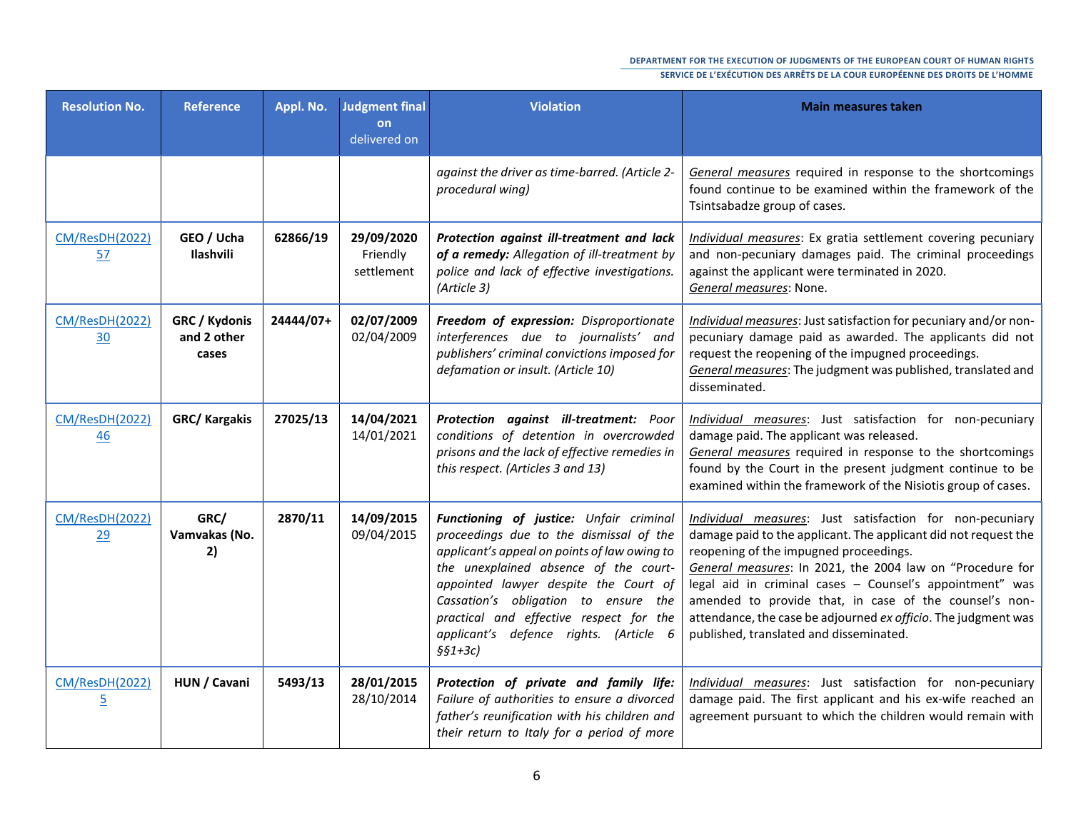| Resolution No. | Reference | Appl. No. | Judgment final on delivered on | Violation | Main measures taken |
|---|---|---|---|---|---|
| | | | | *against the driver as time-barred. (Article 2-procedural wing)* | <u>*General measures*</u> required in response to the shortcomings found continue to be examined within the framework of the Tsintsabadze group of cases. |
| CM/ResDH(2022)57 | **GEO / Ucha Ilashvili** | **62866/19** | **29/09/2020** Friendly settlement | ***Protection against ill-treatment and lack of a remedy:*** *Allegation of ill-treatment by police and lack of effective investigations. (Article 3)* | <u>*Individual measures*</u>: Ex gratia settlement covering pecuniary and non-pecuniary damages paid. The criminal proceedings against the applicant were terminated in 2020. <u>*General measures*</u>: None. |
| CM/ResDH(2022)30 | **GRC / Kydonis and 2 other cases** | **24444/07+** | **02/07/2009** 02/04/2009 | ***Freedom of expression:*** *Disproportionate interferences due to journalists' and publishers' criminal convictions imposed for defamation or insult. (Article 10)* | <u>*Individual measures*</u>: Just satisfaction for pecuniary and/or non-pecuniary damage paid as awarded. The applicants did not request the reopening of the impugned proceedings. <u>*General measures*</u>: The judgment was published, translated and disseminated. |
| CM/ResDH(2022)46 | **GRC/ Kargakis** | **27025/13** | **14/04/2021** 14/01/2021 | ***Protection against ill-treatment:*** *Poor conditions of detention in overcrowded prisons and the lack of effective remedies in this respect. (Articles 3 and 13)* | <u>*Individual measures*</u>: Just satisfaction for non-pecuniary damage paid. The applicant was released. <u>*General measures*</u> required in response to the shortcomings found by the Court in the present judgment continue to be examined within the framework of the Nisiotis group of cases. |
| CM/ResDH(2022)29 | **GRC/ Vamvakas (No. 2)** | **2870/11** | **14/09/2015** 09/04/2015 | ***Functioning of justice:*** *Unfair criminal proceedings due to the dismissal of the applicant's appeal on points of law owing to the unexplained absence of the court-appointed lawyer despite the Court of Cassation's obligation to ensure the practical and effective respect for the applicant's defence rights. (Article 6 §§1+3c)* | <u>*Individual measures*</u>: Just satisfaction for non-pecuniary damage paid to the applicant. The applicant did not request the reopening of the impugned proceedings. <u>*General measures*</u>: In 2021, the 2004 law on "Procedure for legal aid in criminal cases – Counsel's appointment" was amended to provide that, in case of the counsel's non-attendance, the case be adjourned *ex officio*. The judgment was published, translated and disseminated. |
| CM/ResDH(2022)5 | **HUN / Cavani** | **5493/13** | **28/01/2015** 28/10/2014 | ***Protection of private and family life:*** *Failure of authorities to ensure a divorced father's reunification with his children and their return to Italy for a period of more* | <u>*Individual measures*</u>: Just satisfaction for non-pecuniary damage paid. The first applicant and his ex-wife reached an agreement pursuant to which the children would remain with |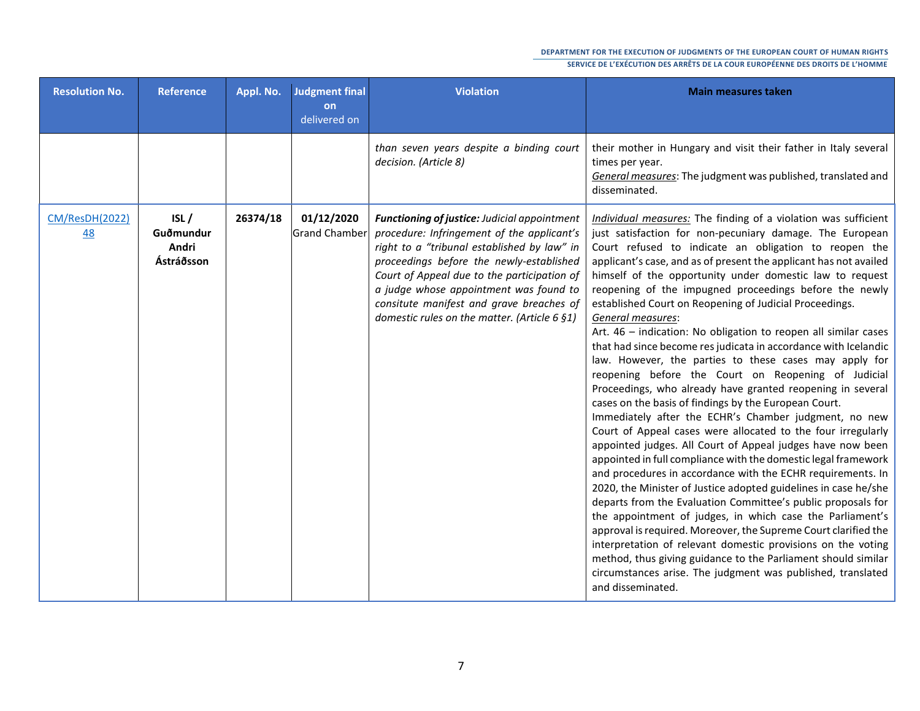| Resolution No. | Reference | Appl. No. | Judgment final on delivered on | Violation | Main measures taken |
|---|---|---|---|---|---|
| | | | | *than seven years despite a binding court decision. (Article 8)* | their mother in Hungary and visit their father in Italy several times per year. <br> *General measures*: The judgment was published, translated and disseminated. |
| CM/ResDH(2022)48 | **ISL / Guðmundur Andri Ástráðsson** | **26374/18** | **01/12/2020** Grand Chamber | ***Functioning of justice:*** *Judicial appointment procedure: Infringement of the applicant's right to a "tribunal established by law" in proceedings before the newly-established Court of Appeal due to the participation of a judge whose appointment was found to consitute manifest and grave breaches of domestic rules on the matter. (Article 6 §1)* | *Individual measures:* The finding of a violation was sufficient just satisfaction for non-pecuniary damage. The European Court refused to indicate an obligation to reopen the applicant's case, and as of present the applicant has not availed himself of the opportunity under domestic law to request reopening of the impugned proceedings before the newly established Court on Reopening of Judicial Proceedings. <br> *General measures*: <br> Art. 46 – indication: No obligation to reopen all similar cases that had since become res judicata in accordance with Icelandic law. However, the parties to these cases may apply for reopening before the Court on Reopening of Judicial Proceedings, who already have granted reopening in several cases on the basis of findings by the European Court. <br> Immediately after the ECHR's Chamber judgment, no new Court of Appeal cases were allocated to the four irregularly appointed judges. All Court of Appeal judges have now been appointed in full compliance with the domestic legal framework and procedures in accordance with the ECHR requirements. In 2020, the Minister of Justice adopted guidelines in case he/she departs from the Evaluation Committee's public proposals for the appointment of judges, in which case the Parliament's approval is required. Moreover, the Supreme Court clarified the interpretation of relevant domestic provisions on the voting method, thus giving guidance to the Parliament should similar circumstances arise. The judgment was published, translated and disseminated. |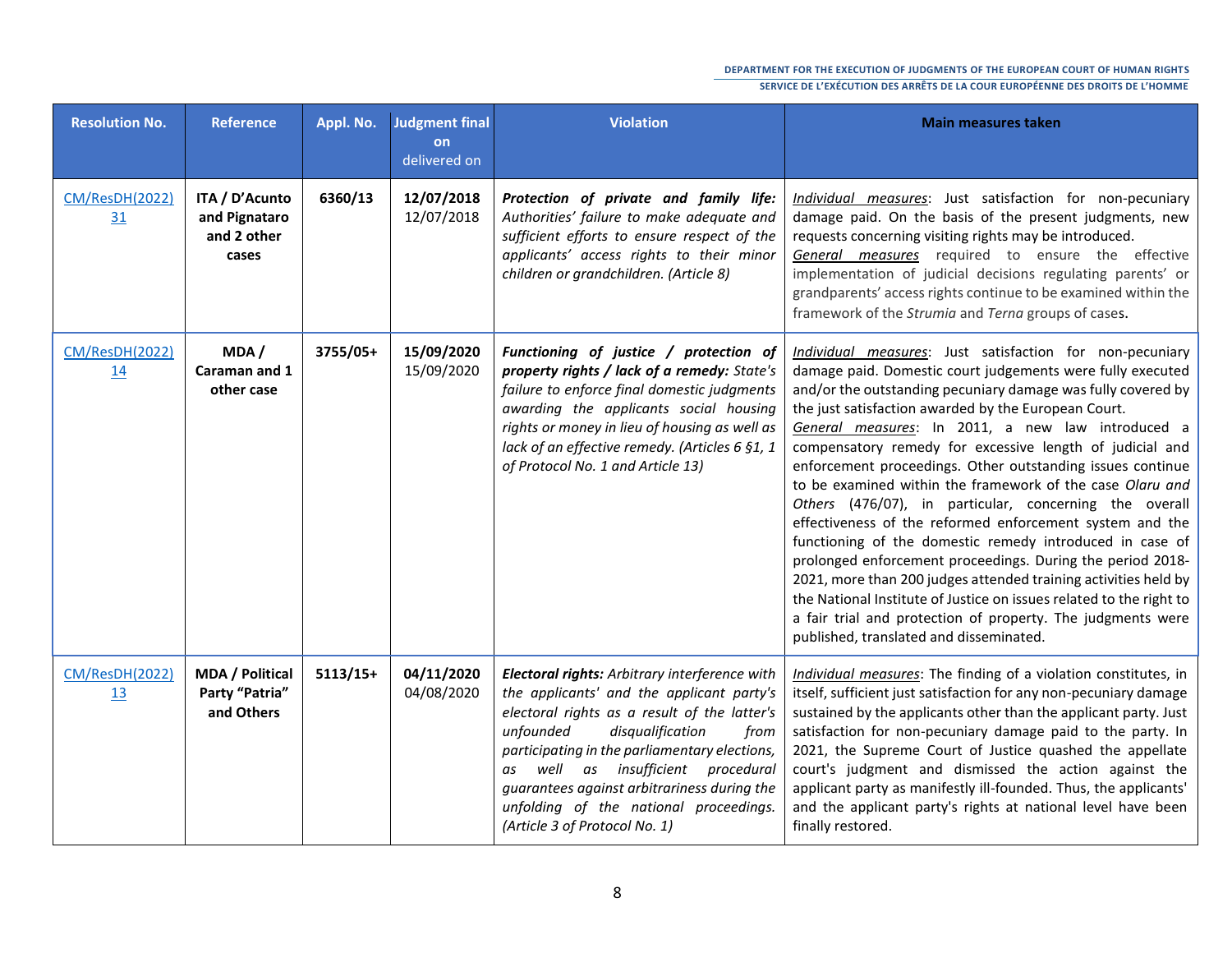| Resolution No. | Reference | Appl. No. | Judgment final on delivered on | Violation | Main measures taken |
|---|---|---|---|---|---|
| CM/ResDH(2022)31 | **ITA / D'Acunto and Pignataro and 2 other cases** | **6360/13** | **12/07/2018** 12/07/2018 | ***Protection of private and family life:*** *Authorities' failure to make adequate and sufficient efforts to ensure respect of the applicants' access rights to their minor children or grandchildren. (Article 8)* | *Individual measures*: Just satisfaction for non-pecuniary damage paid. On the basis of the present judgments, new requests concerning visiting rights may be introduced. *General measures* required to ensure the effective implementation of judicial decisions regulating parents' or grandparents' access rights continue to be examined within the framework of the *Strumia* and *Terna* groups of cases. |
| CM/ResDH(2022)14 | **MDA / Caraman and 1 other case** | **3755/05+** | **15/09/2020** 15/09/2020 | ***Functioning of justice / protection of property rights / lack of a remedy:*** *State's failure to enforce final domestic judgments awarding the applicants social housing rights or money in lieu of housing as well as lack of an effective remedy. (Articles 6 §1, 1 of Protocol No. 1 and Article 13)* | *Individual measures*: Just satisfaction for non-pecuniary damage paid. Domestic court judgements were fully executed and/or the outstanding pecuniary damage was fully covered by the just satisfaction awarded by the European Court. *General measures*: In 2011, a new law introduced a compensatory remedy for excessive length of judicial and enforcement proceedings. Other outstanding issues continue to be examined within the framework of the case *Olaru and Others* (476/07), in particular, concerning the overall effectiveness of the reformed enforcement system and the functioning of the domestic remedy introduced in case of prolonged enforcement proceedings. During the period 2018-2021, more than 200 judges attended training activities held by the National Institute of Justice on issues related to the right to a fair trial and protection of property. The judgments were published, translated and disseminated. |
| CM/ResDH(2022)13 | **MDA / Political Party "Patria" and Others** | **5113/15+** | **04/11/2020** 04/08/2020 | ***Electoral rights:*** *Arbitrary interference with the applicants' and the applicant party's electoral rights as a result of the latter's unfounded disqualification from participating in the parliamentary elections, as well as insufficient procedural guarantees against arbitrariness during the unfolding of the national proceedings. (Article 3 of Protocol No. 1)* | *Individual measures*: The finding of a violation constitutes, in itself, sufficient just satisfaction for any non-pecuniary damage sustained by the applicants other than the applicant party. Just satisfaction for non-pecuniary damage paid to the party. In 2021, the Supreme Court of Justice quashed the appellate court's judgment and dismissed the action against the applicant party as manifestly ill-founded. Thus, the applicants' and the applicant party's rights at national level have been finally restored. |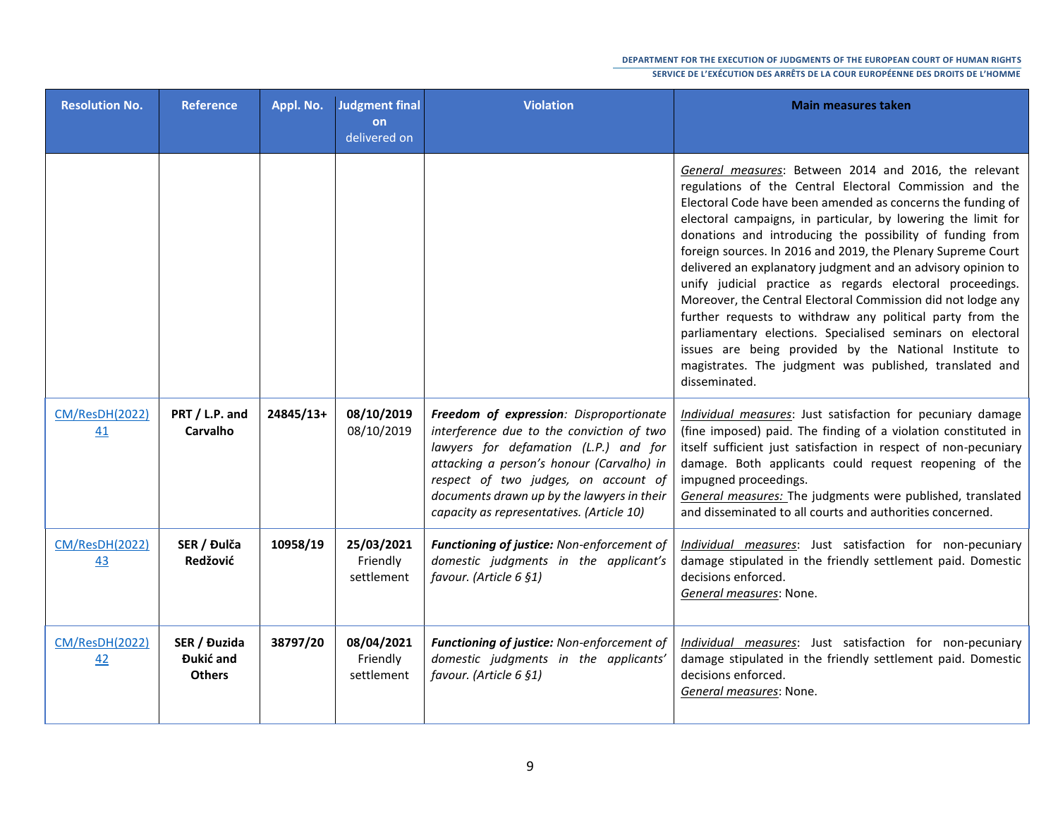| Resolution No. | Reference | Appl. No. | Judgment final on delivered on | Violation | Main measures taken |
|---|---|---|---|---|---|
| | | | | | *General measures*: Between 2014 and 2016, the relevant regulations of the Central Electoral Commission and the Electoral Code have been amended as concerns the funding of electoral campaigns, in particular, by lowering the limit for donations and introducing the possibility of funding from foreign sources. In 2016 and 2019, the Plenary Supreme Court delivered an explanatory judgment and an advisory opinion to unify judicial practice as regards electoral proceedings. Moreover, the Central Electoral Commission did not lodge any further requests to withdraw any political party from the parliamentary elections. Specialised seminars on electoral issues are being provided by the National Institute to magistrates. The judgment was published, translated and disseminated. |
| CM/ResDH(2022)41 | **PRT / L.P. and Carvalho** | **24845/13+** | **08/10/2019** 08/10/2019 | ***Freedom of expression****: Disproportionate interference due to the conviction of two lawyers for defamation (L.P.) and for attacking a person's honour (Carvalho) in respect of two judges, on account of documents drawn up by the lawyers in their capacity as representatives. (Article 10)* | *Individual measures*: Just satisfaction for pecuniary damage (fine imposed) paid. The finding of a violation constituted in itself sufficient just satisfaction in respect of non-pecuniary damage. Both applicants could request reopening of the impugned proceedings. *General measures:* The judgments were published, translated and disseminated to all courts and authorities concerned. |
| CM/ResDH(2022)43 | **SER / Đulča Redžović** | **10958/19** | **25/03/2021** Friendly settlement | ***Functioning of justice:*** *Non-enforcement of domestic judgments in the applicant's favour. (Article 6 §1)* | *Individual measures*: Just satisfaction for non-pecuniary damage stipulated in the friendly settlement paid. Domestic decisions enforced. *General measures*: None. |
| CM/ResDH(2022)42 | **SER / Đuzida Đukić and Others** | **38797/20** | **08/04/2021** Friendly settlement | ***Functioning of justice:*** *Non-enforcement of domestic judgments in the applicants' favour. (Article 6 §1)* | *Individual measures*: Just satisfaction for non-pecuniary damage stipulated in the friendly settlement paid. Domestic decisions enforced. *General measures*: None. |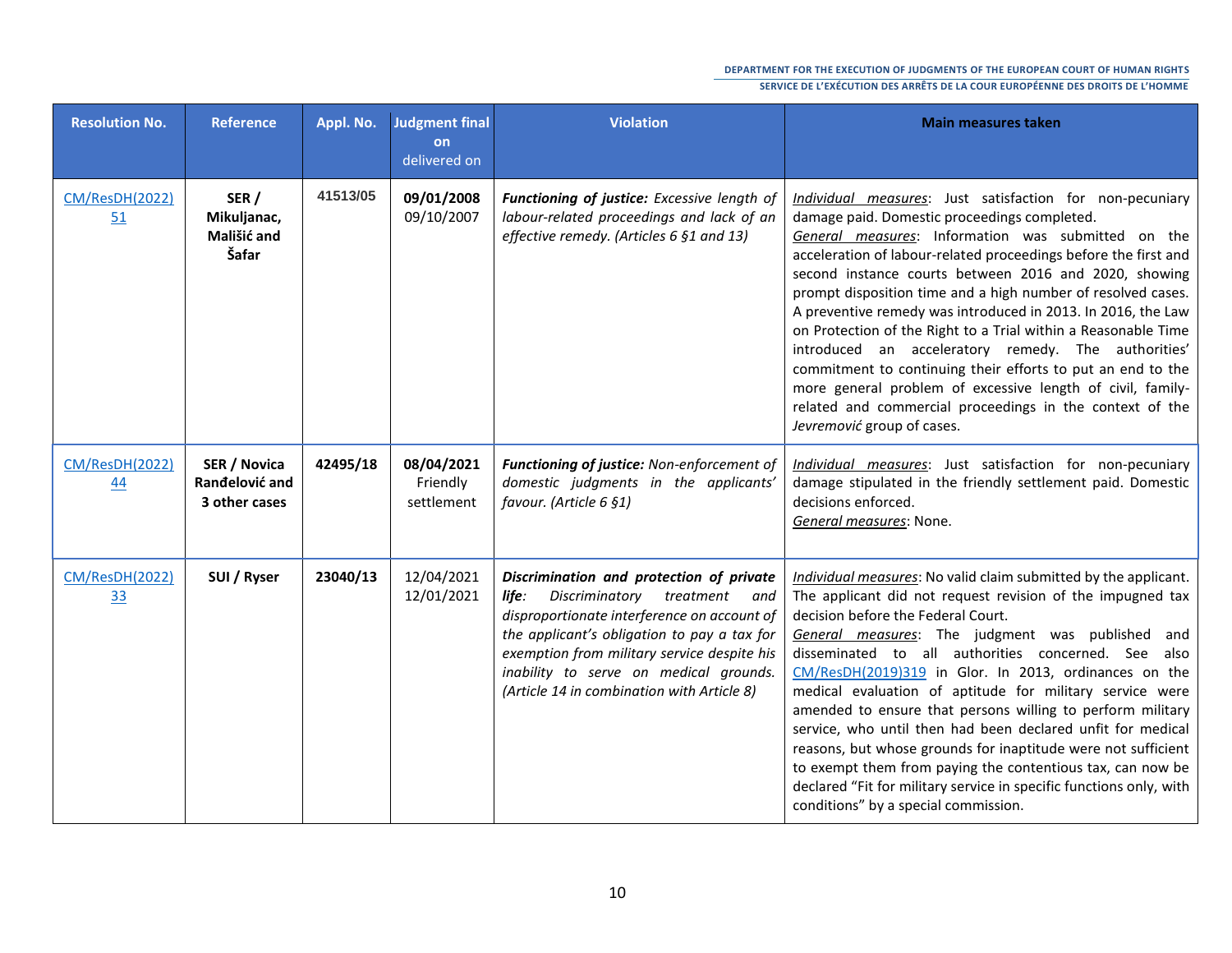| Resolution No. | Reference | Appl. No. | Judgment final on delivered on | Violation | Main measures taken |
|---|---|---|---|---|---|
| CM/ResDH(2022)51 | **SER / Mikuljanac, Mališić and Šafar** | 41513/05 | **09/01/2008** 09/10/2007 | ***Functioning of justice:*** *Excessive length of labour-related proceedings and lack of an effective remedy. (Articles 6 §1 and 13)* | *Individual measures*: Just satisfaction for non-pecuniary damage paid. Domestic proceedings completed. *General measures*: Information was submitted on the acceleration of labour-related proceedings before the first and second instance courts between 2016 and 2020, showing prompt disposition time and a high number of resolved cases. A preventive remedy was introduced in 2013. In 2016, the Law on Protection of the Right to a Trial within a Reasonable Time introduced an acceleratory remedy. The authorities' commitment to continuing their efforts to put an end to the more general problem of excessive length of civil, family-related and commercial proceedings in the context of the *Jevremović* group of cases. |
| CM/ResDH(2022)44 | **SER / Novica Ranđelović and 3 other cases** | **42495/18** | **08/04/2021** Friendly settlement | ***Functioning of justice:*** *Non-enforcement of domestic judgments in the applicants' favour. (Article 6 §1)* | *Individual measures*: Just satisfaction for non-pecuniary damage stipulated in the friendly settlement paid. Domestic decisions enforced. *General measures*: None. |
| CM/ResDH(2022)33 | **SUI / Ryser** | **23040/13** | 12/04/2021 12/01/2021 | ***Discrimination and protection of private life****: Discriminatory treatment and disproportionate interference on account of the applicant's obligation to pay a tax for exemption from military service despite his inability to serve on medical grounds. (Article 14 in combination with Article 8)* | *Individual measures*: No valid claim submitted by the applicant. The applicant did not request revision of the impugned tax decision before the Federal Court. *General measures*: The judgment was published and disseminated to all authorities concerned. See also CM/ResDH(2019)319 in Glor. In 2013, ordinances on the medical evaluation of aptitude for military service were amended to ensure that persons willing to perform military service, who until then had been declared unfit for medical reasons, but whose grounds for inaptitude were not sufficient to exempt them from paying the contentious tax, can now be declared "Fit for military service in specific functions only, with conditions" by a special commission. |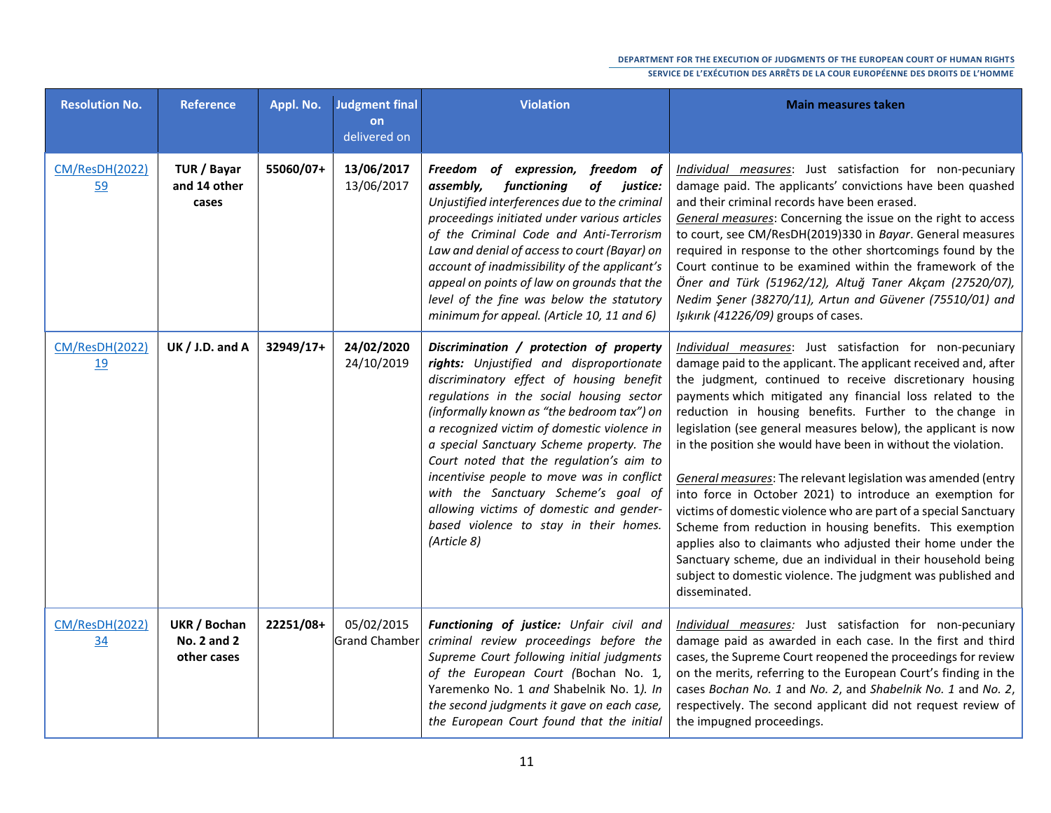| Resolution No. | Reference | Appl. No. | Judgment final on delivered on | Violation | Main measures taken |
|---|---|---|---|---|---|
| CM/ResDH(2022)59 | **TUR / Bayar and 14 other cases** | **55060/07+** | **13/06/2017** 13/06/2017 | ***Freedom of expression, freedom of assembly, functioning of justice:*** *Unjustified interferences due to the criminal proceedings initiated under various articles of the Criminal Code and Anti-Terrorism Law and denial of access to court (Bayar) on account of inadmissibility of the applicant's appeal on points of law on grounds that the level of the fine was below the statutory minimum for appeal. (Article 10, 11 and 6)* | Individual measures: Just satisfaction for non-pecuniary damage paid. The applicants' convictions have been quashed and their criminal records have been erased. General measures: Concerning the issue on the right to access to court, see CM/ResDH(2019)330 in *Bayar*. General measures required in response to the other shortcomings found by the Court continue to be examined within the framework of the *Öner and Türk (51962/12), Altuğ Taner Akçam (27520/07), Nedim Şener (38270/11), Artun and Güvener (75510/01) and Işıkırık (41226/09)* groups of cases. |
| CM/ResDH(2022)19 | **UK / J.D. and A** | **32949/17+** | **24/02/2020** 24/10/2019 | ***Discrimination / protection of property rights:*** *Unjustified and disproportionate discriminatory effect of housing benefit regulations in the social housing sector (informally known as "the bedroom tax") on a recognized victim of domestic violence in a special Sanctuary Scheme property. The Court noted that the regulation's aim to incentivise people to move was in conflict with the Sanctuary Scheme's goal of allowing victims of domestic and gender-based violence to stay in their homes. (Article 8)* | Individual measures: Just satisfaction for non-pecuniary damage paid to the applicant. The applicant received and, after the judgment, continued to receive discretionary housing payments which mitigated any financial loss related to the reduction in housing benefits. Further to the change in legislation (see general measures below), the applicant is now in the position she would have been in without the violation.<br><br>General measures: The relevant legislation was amended (entry into force in October 2021) to introduce an exemption for victims of domestic violence who are part of a special Sanctuary Scheme from reduction in housing benefits. This exemption applies also to claimants who adjusted their home under the Sanctuary scheme, due an individual in their household being subject to domestic violence. The judgment was published and disseminated. |
| CM/ResDH(2022)34 | **UKR / Bochan No. 2 and 2 other cases** | **22251/08+** | 05/02/2015 Grand Chamber | ***Functioning of justice:*** *Unfair civil and criminal review proceedings before the Supreme Court following initial judgments of the European Court (*Bochan No. 1, Yaremenko No. 1 *and* Shabelnik No. 1*). In the second judgments it gave on each case, the European Court found that the initial* | Individual measures: Just satisfaction for non-pecuniary damage paid as awarded in each case. In the first and third cases, the Supreme Court reopened the proceedings for review on the merits, referring to the European Court's finding in the cases *Bochan No. 1* and *No. 2*, and *Shabelnik No. 1* and *No. 2*, respectively. The second applicant did not request review of the impugned proceedings. |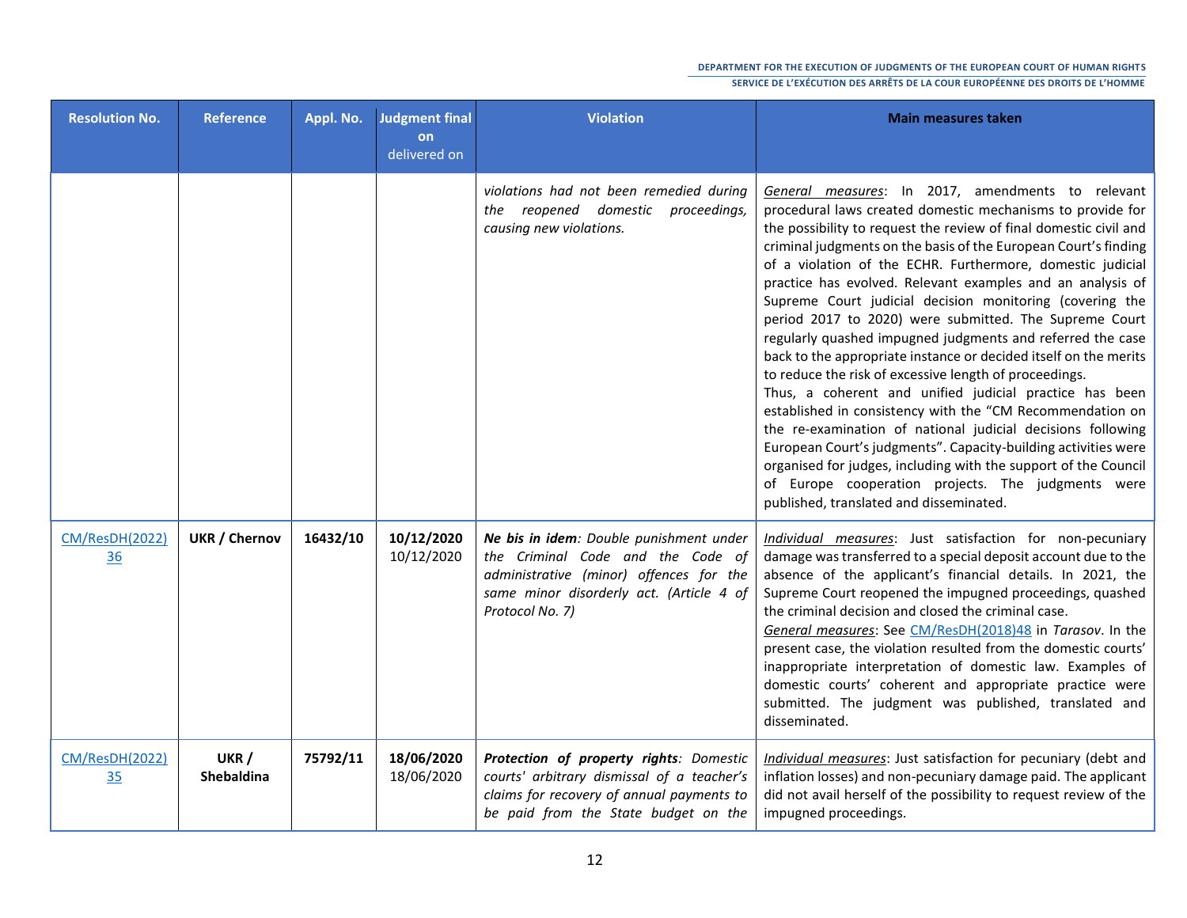| Resolution No. | Reference | Appl. No. | Judgment final on delivered on | Violation | Main measures taken |
|---|---|---|---|---|---|
| | | | | *violations had not been remedied during the reopened domestic proceedings, causing new violations.* | General measures: In 2017, amendments to relevant procedural laws created domestic mechanisms to provide for the possibility to request the review of final domestic civil and criminal judgments on the basis of the European Court's finding of a violation of the ECHR. Furthermore, domestic judicial practice has evolved. Relevant examples and an analysis of Supreme Court judicial decision monitoring (covering the period 2017 to 2020) were submitted. The Supreme Court regularly quashed impugned judgments and referred the case back to the appropriate instance or decided itself on the merits to reduce the risk of excessive length of proceedings. Thus, a coherent and unified judicial practice has been established in consistency with the "CM Recommendation on the re-examination of national judicial decisions following European Court's judgments". Capacity-building activities were organised for judges, including with the support of the Council of Europe cooperation projects. The judgments were published, translated and disseminated. |
| CM/ResDH(2022)36 | **UKR / Chernov** | **16432/10** | **10/12/2020** 10/12/2020 | ***Ne bis in idem**: Double punishment under the Criminal Code and the Code of administrative (minor) offences for the same minor disorderly act. (Article 4 of Protocol No. 7)* | Individual measures: Just satisfaction for non-pecuniary damage was transferred to a special deposit account due to the absence of the applicant's financial details. In 2021, the Supreme Court reopened the impugned proceedings, quashed the criminal decision and closed the criminal case. General measures: See CM/ResDH(2018)48 in *Tarasov*. In the present case, the violation resulted from the domestic courts' inappropriate interpretation of domestic law. Examples of domestic courts' coherent and appropriate practice were submitted. The judgment was published, translated and disseminated. |
| CM/ResDH(2022)35 | **UKR / Shebaldina** | **75792/11** | **18/06/2020** 18/06/2020 | ***Protection of property rights**: Domestic courts' arbitrary dismissal of a teacher's claims for recovery of annual payments to be paid from the State budget on the* | Individual measures: Just satisfaction for pecuniary (debt and inflation losses) and non-pecuniary damage paid. The applicant did not avail herself of the possibility to request review of the impugned proceedings. |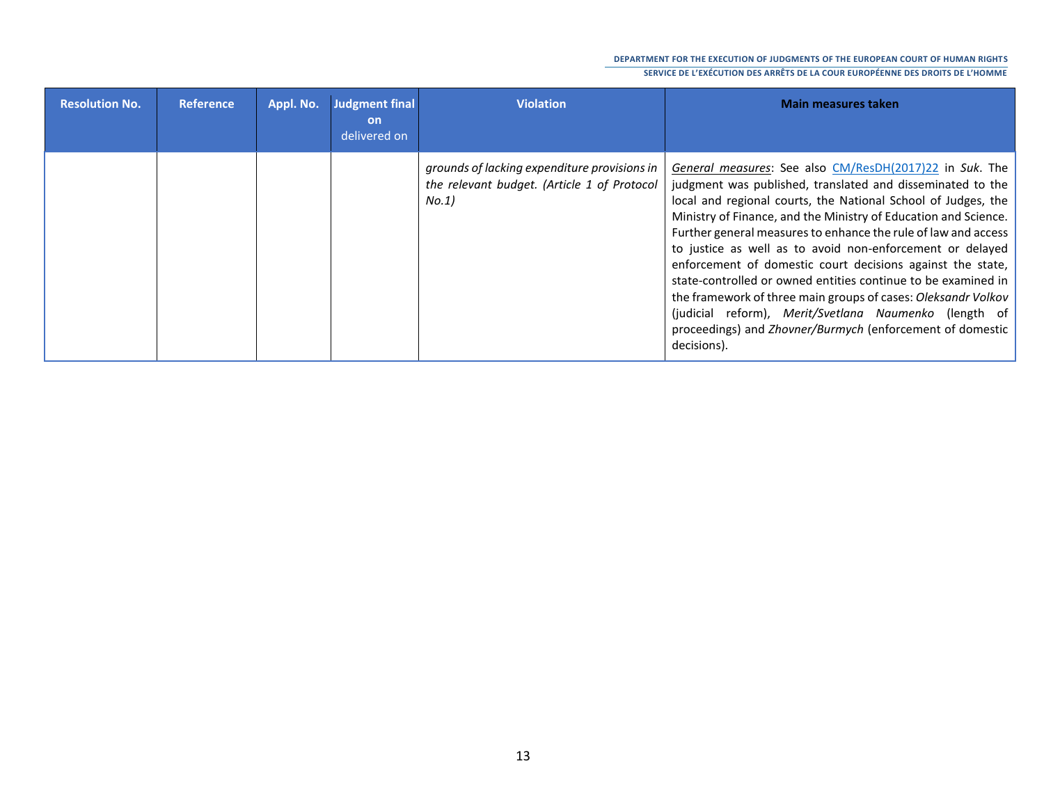| Resolution No. | Reference | Appl. No. | Judgment final on delivered on | Violation | Main measures taken |
|---|---|---|---|---|---|
| | | | | *grounds of lacking expenditure provisions in the relevant budget. (Article 1 of Protocol No.1)* | ***General measures***: See also [CM/ResDH(2017)22](CM/ResDH(2017)22) in *Suk*. The judgment was published, translated and disseminated to the local and regional courts, the National School of Judges, the Ministry of Finance, and the Ministry of Education and Science. Further general measures to enhance the rule of law and access to justice as well as to avoid non-enforcement or delayed enforcement of domestic court decisions against the state, state-controlled or owned entities continue to be examined in the framework of three main groups of cases: *Oleksandr Volkov* (judicial reform), *Merit/Svetlana Naumenko* (length of proceedings) and *Zhovner/Burmych* (enforcement of domestic decisions). |